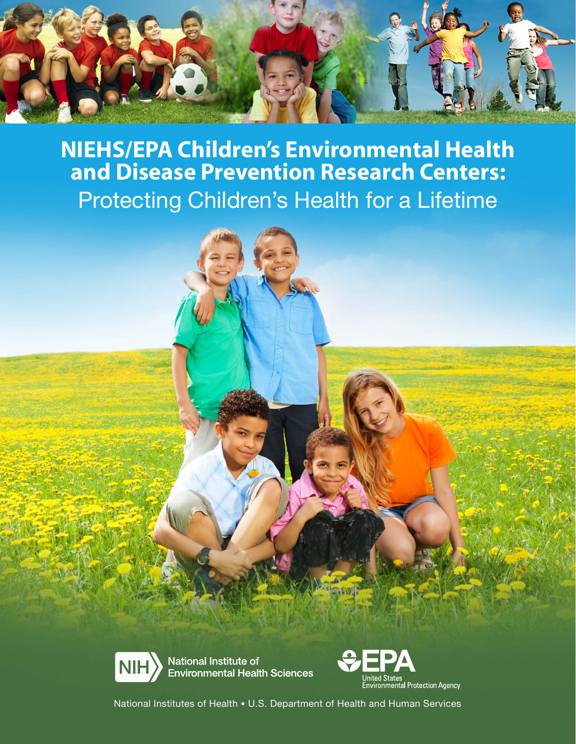# NIEHS/EPA Children's Environmental Health and Disease Prevention Research Centers:

## Protecting Children's Health for a Lifetime

National Institute of Environmental Health Sciences

EPA United States Environmental Protection Agency

National Institutes of Health • U.S. Department of Health and Human Services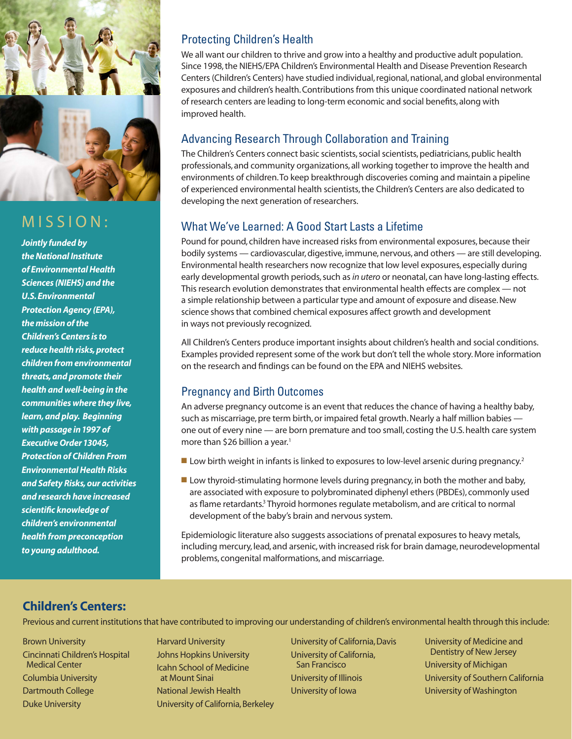## MISSION:

***Jointly funded by the National Institute of Environmental Health Sciences (NIEHS) and the U.S. Environmental Protection Agency (EPA), the mission of the Children's Centers is to reduce health risks, protect children from environmental threats, and promote their health and well-being in the communities where they live, learn, and play. Beginning with passage in 1997 of Executive Order 13045, Protection of Children From Environmental Health Risks and Safety Risks, our activities and research have increased scientific knowledge of children's environmental health from preconception to young adulthood.***

## Protecting Children's Health

We all want our children to thrive and grow into a healthy and productive adult population. Since 1998, the NIEHS/EPA Children's Environmental Health and Disease Prevention Research Centers (Children's Centers) have studied individual, regional, national, and global environmental exposures and children's health. Contributions from this unique coordinated national network of research centers are leading to long-term economic and social benefits, along with improved health.

## Advancing Research Through Collaboration and Training

The Children's Centers connect basic scientists, social scientists, pediatricians, public health professionals, and community organizations, all working together to improve the health and environments of children. To keep breakthrough discoveries coming and maintain a pipeline of experienced environmental health scientists, the Children's Centers are also dedicated to developing the next generation of researchers.

## What We've Learned: A Good Start Lasts a Lifetime

Pound for pound, children have increased risks from environmental exposures, because their bodily systems — cardiovascular, digestive, immune, nervous, and others — are still developing. Environmental health researchers now recognize that low level exposures, especially during early developmental growth periods, such as *in utero* or neonatal, can have long-lasting effects. This research evolution demonstrates that environmental health effects are complex — not a simple relationship between a particular type and amount of exposure and disease. New science shows that combined chemical exposures affect growth and development in ways not previously recognized.

All Children's Centers produce important insights about children's health and social conditions. Examples provided represent some of the work but don't tell the whole story. More information on the research and findings can be found on the EPA and NIEHS websites.

## Pregnancy and Birth Outcomes

An adverse pregnancy outcome is an event that reduces the chance of having a healthy baby, such as miscarriage, pre term birth, or impaired fetal growth. Nearly a half million babies — one out of every nine — are born premature and too small, costing the U.S. health care system more than $26 billion a year.[1]

- Low birth weight in infants is linked to exposures to low-level arsenic during pregnancy.[2]
- Low thyroid-stimulating hormone levels during pregnancy, in both the mother and baby, are associated with exposure to polybrominated diphenyl ethers (PBDEs), commonly used as flame retardants.[3] Thyroid hormones regulate metabolism, and are critical to normal development of the baby's brain and nervous system.

Epidemiologic literature also suggests associations of prenatal exposures to heavy metals, including mercury, lead, and arsenic, with increased risk for brain damage, neurodevelopmental problems, congenital malformations, and miscarriage.

## Children's Centers:

Previous and current institutions that have contributed to improving our understanding of children's environmental health through this include:

Brown University
Cincinnati Children's Hospital Medical Center
Columbia University
Dartmouth College
Duke University
Harvard University
Johns Hopkins University
Icahn School of Medicine at Mount Sinai
National Jewish Health
University of California, Berkeley
University of California, Davis
University of California, San Francisco
University of Illinois
University of Iowa
University of Medicine and Dentistry of New Jersey
University of Michigan
University of Southern California
University of Washington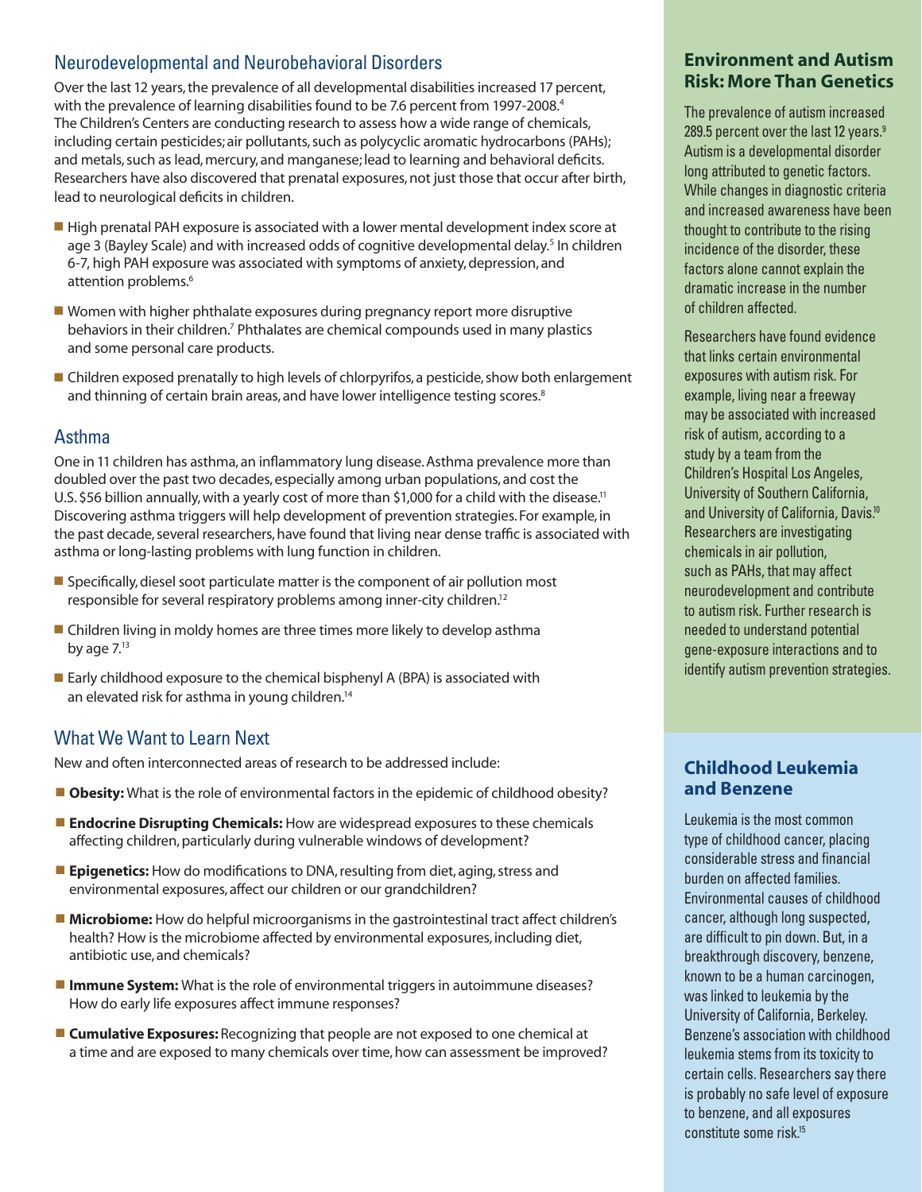## Neurodevelopmental and Neurobehavioral Disorders

Over the last 12 years, the prevalence of all developmental disabilities increased 17 percent, with the prevalence of learning disabilities found to be 7.6 percent from 1997-2008.[4] The Children's Centers are conducting research to assess how a wide range of chemicals, including certain pesticides; air pollutants, such as polycyclic aromatic hydrocarbons (PAHs); and metals, such as lead, mercury, and manganese; lead to learning and behavioral deficits. Researchers have also discovered that prenatal exposures, not just those that occur after birth, lead to neurological deficits in children.

- High prenatal PAH exposure is associated with a lower mental development index score at age 3 (Bayley Scale) and with increased odds of cognitive developmental delay.[5] In children 6-7, high PAH exposure was associated with symptoms of anxiety, depression, and attention problems.[6]
- Women with higher phthalate exposures during pregnancy report more disruptive behaviors in their children.[7] Phthalates are chemical compounds used in many plastics and some personal care products.
- Children exposed prenatally to high levels of chlorpyrifos, a pesticide, show both enlargement and thinning of certain brain areas, and have lower intelligence testing scores.[8]

## Asthma

One in 11 children has asthma, an inflammatory lung disease. Asthma prevalence more than doubled over the past two decades, especially among urban populations, and cost the U.S. $56 billion annually, with a yearly cost of more than $1,000 for a child with the disease.[11] Discovering asthma triggers will help development of prevention strategies. For example, in the past decade, several researchers, have found that living near dense traffic is associated with asthma or long-lasting problems with lung function in children.

- Specifically, diesel soot particulate matter is the component of air pollution most responsible for several respiratory problems among inner-city children.[12]
- Children living in moldy homes are three times more likely to develop asthma by age 7.[13]
- Early childhood exposure to the chemical bisphenyl A (BPA) is associated with an elevated risk for asthma in young children.[14]

## What We Want to Learn Next

New and often interconnected areas of research to be addressed include:

- **Obesity:** What is the role of environmental factors in the epidemic of childhood obesity?
- **Endocrine Disrupting Chemicals:** How are widespread exposures to these chemicals affecting children, particularly during vulnerable windows of development?
- **Epigenetics:** How do modifications to DNA, resulting from diet, aging, stress and environmental exposures, affect our children or our grandchildren?
- **Microbiome:** How do helpful microorganisms in the gastrointestinal tract affect children's health? How is the microbiome affected by environmental exposures, including diet, antibiotic use, and chemicals?
- **Immune System:** What is the role of environmental triggers in autoimmune diseases? How do early life exposures affect immune responses?
- **Cumulative Exposures:** Recognizing that people are not exposed to one chemical at a time and are exposed to many chemicals over time, how can assessment be improved?

### Environment and Autism Risk: More Than Genetics

The prevalence of autism increased 289.5 percent over the last 12 years.[9] Autism is a developmental disorder long attributed to genetic factors. While changes in diagnostic criteria and increased awareness have been thought to contribute to the rising incidence of the disorder, these factors alone cannot explain the dramatic increase in the number of children affected.

Researchers have found evidence that links certain environmental exposures with autism risk. For example, living near a freeway may be associated with increased risk of autism, according to a study by a team from the Children's Hospital Los Angeles, University of Southern California, and University of California, Davis.[10] Researchers are investigating chemicals in air pollution, such as PAHs, that may affect neurodevelopment and contribute to autism risk. Further research is needed to understand potential gene-exposure interactions and to identify autism prevention strategies.

### Childhood Leukemia and Benzene

Leukemia is the most common type of childhood cancer, placing considerable stress and financial burden on affected families. Environmental causes of childhood cancer, although long suspected, are difficult to pin down. But, in a breakthrough discovery, benzene, known to be a human carcinogen, was linked to leukemia by the University of California, Berkeley. Benzene's association with childhood leukemia stems from its toxicity to certain cells. Researchers say there is probably no safe level of exposure to benzene, and all exposures constitute some risk.[15]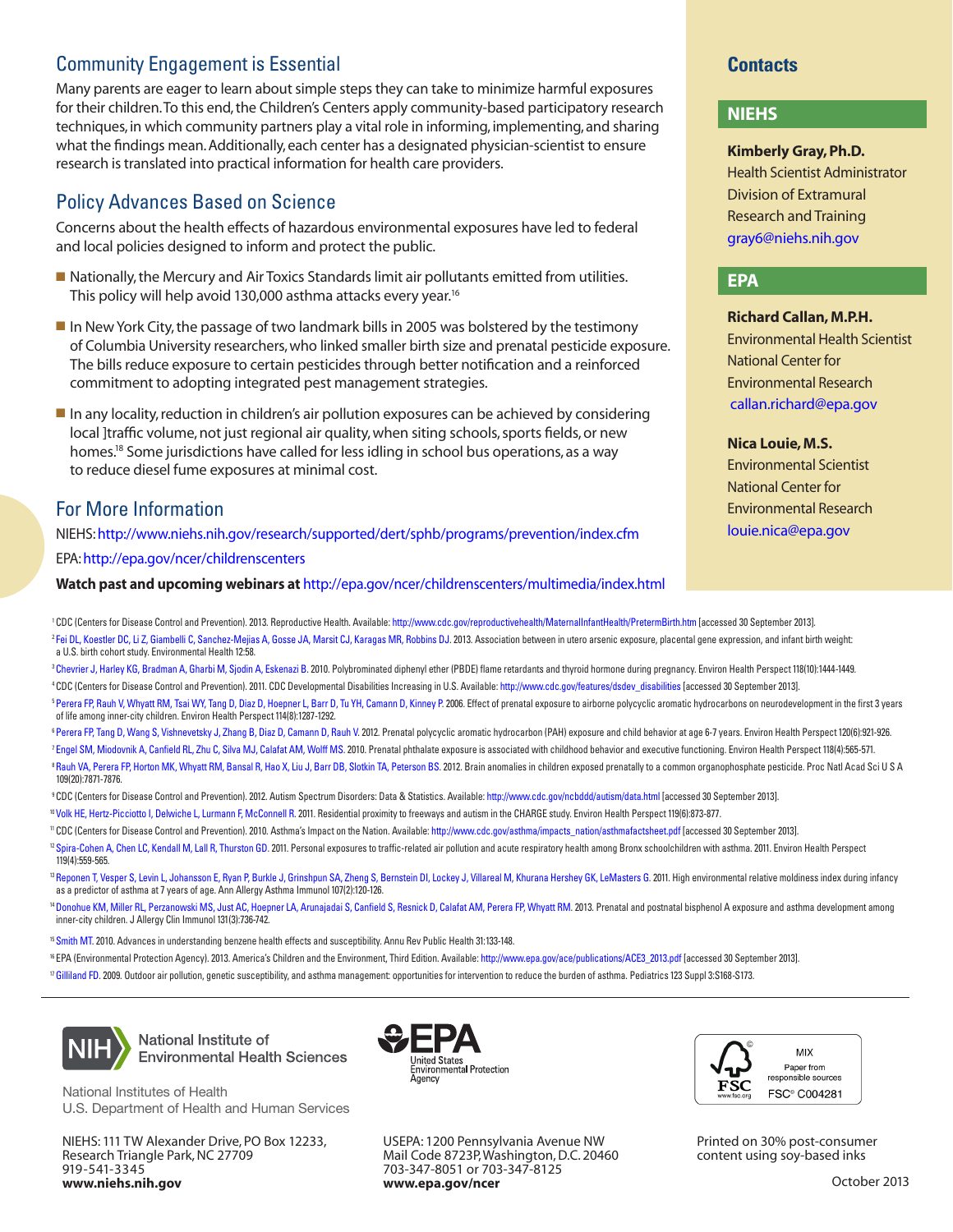## Community Engagement is Essential

Many parents are eager to learn about simple steps they can take to minimize harmful exposures for their children. To this end, the Children's Centers apply community-based participatory research techniques, in which community partners play a vital role in informing, implementing, and sharing what the findings mean. Additionally, each center has a designated physician-scientist to ensure research is translated into practical information for health care providers.

## Policy Advances Based on Science

Concerns about the health effects of hazardous environmental exposures have led to federal and local policies designed to inform and protect the public.

- Nationally, the Mercury and Air Toxics Standards limit air pollutants emitted from utilities. This policy will help avoid 130,000 asthma attacks every year.[16]
- In New York City, the passage of two landmark bills in 2005 was bolstered by the testimony of Columbia University researchers, who linked smaller birth size and prenatal pesticide exposure. The bills reduce exposure to certain pesticides through better notification and a reinforced commitment to adopting integrated pest management strategies.
- In any locality, reduction in children's air pollution exposures can be achieved by considering local ]traffic volume, not just regional air quality, when siting schools, sports fields, or new homes.[18] Some jurisdictions have called for less idling in school bus operations, as a way to reduce diesel fume exposures at minimal cost.

## For More Information

NIEHS: http://www.niehs.nih.gov/research/supported/dert/sphb/programs/prevention/index.cfm

EPA: http://epa.gov/ncer/childrenscenters

**Watch past and upcoming webinars at** http://epa.gov/ncer/childrenscenters/multimedia/index.html

## Contacts

### NIEHS

**Kimberly Gray, Ph.D.**
Health Scientist Administrator
Division of Extramural Research and Training
gray6@niehs.nih.gov

### EPA

**Richard Callan, M.P.H.**
Environmental Health Scientist
National Center for Environmental Research
callan.richard@epa.gov

**Nica Louie, M.S.**
Environmental Scientist
National Center for Environmental Research
louie.nica@epa.gov

---

[1] CDC (Centers for Disease Control and Prevention). 2013. Reproductive Health. Available: http://www.cdc.gov/reproductivehealth/MaternalInfantHealth/PretermBirth.htm [accessed 30 September 2013].

[2] Fei DL, Koestler DC, Li Z, Giambelli C, Sanchez-Mejias A, Gosse JA, Marsit CJ, Karagas MR, Robbins DJ. 2013. Association between in utero arsenic exposure, placental gene expression, and infant birth weight: a U.S. birth cohort study. Environmental Health 12:58.

[3] Chevrier J, Harley KG, Bradman A, Gharbi M, Sjodin A, Eskenazi B. 2010. Polybrominated diphenyl ether (PBDE) flame retardants and thyroid hormone during pregnancy. Environ Health Perspect 118(10):1444-1449.

[4] CDC (Centers for Disease Control and Prevention). 2011. CDC Developmental Disabilities Increasing in U.S. Available: http://www.cdc.gov/features/dsdev_disabilities [accessed 30 September 2013].

[5] Perera FP, Rauh V, Whyatt RM, Tsai WY, Tang D, Diaz D, Hoepner L, Barr D, Tu YH, Camann D, Kinney P. 2006. Effect of prenatal exposure to airborne polycyclic aromatic hydrocarbons on neurodevelopment in the first 3 years of life among inner-city children. Environ Health Perspect 114(8):1287-1292.

[6] Perera FP, Tang D, Wang S, Vishnevetsky J, Zhang B, Diaz D, Camann D, Rauh V. 2012. Prenatal polycyclic aromatic hydrocarbon (PAH) exposure and child behavior at age 6-7 years. Environ Health Perspect 120(6):921-926.

[7] Engel SM, Miodovnik A, Canfield RL, Zhu C, Silva MJ, Calafat AM, Wolff MS. 2010. Prenatal phthalate exposure is associated with childhood behavior and executive functioning. Environ Health Perspect 118(4):565-571.

[8] Rauh VA, Perera FP, Horton MK, Whyatt RM, Bansal R, Hao X, Liu J, Barr DB, Slotkin TA, Peterson BS. 2012. Brain anomalies in children exposed prenatally to a common organophosphate pesticide. Proc Natl Acad Sci U S A 109(20):7871-7876.

[9] CDC (Centers for Disease Control and Prevention). 2012. Autism Spectrum Disorders: Data & Statistics. Available: http://www.cdc.gov/ncbddd/autism/data.html [accessed 30 September 2013].

[10] Volk HE, Hertz-Picciotto I, Delwiche L, Lurmann F, McConnell R. 2011. Residential proximity to freeways and autism in the CHARGE study. Environ Health Perspect 119(6):873-877.

[11] CDC (Centers for Disease Control and Prevention). 2010. Asthma's Impact on the Nation. Available: http://www.cdc.gov/asthma/impacts_nation/asthmafactsheet.pdf [accessed 30 September 2013].

[12] Spira-Cohen A, Chen LC, Kendall M, Lall R, Thurston GD. 2011. Personal exposures to traffic-related air pollution and acute respiratory health among Bronx schoolchildren with asthma. 2011. Environ Health Perspect 119(4):559-565.

[13] Reponen T, Vesper S, Levin L, Johansson E, Ryan P, Burkle J, Grinshpun SA, Zheng S, Bernstein DI, Lockey J, Villareal M, Khurana Hershey GK, LeMasters G. 2011. High environmental relative moldiness index during infancy as a predictor of asthma at 7 years of age. Ann Allergy Asthma Immunol 107(2):120-126.

[14] Donohue KM, Miller RL, Perzanowski MS, Just AC, Hoepner LA, Arunajadai S, Canfield S, Resnick D, Calafat AM, Perera FP, Whyatt RM. 2013. Prenatal and postnatal bisphenol A exposure and asthma development among inner-city children. J Allergy Clin Immunol 131(3):736-742.

[15] Smith MT. 2010. Advances in understanding benzene health effects and susceptibility. Annu Rev Public Health 31:133-148.

[16] EPA (Environmental Protection Agency). 2013. America's Children and the Environment, Third Edition. Available: http://www.epa.gov/ace/publications/ACE3_2013.pdf [accessed 30 September 2013].

[17] Gilliland FD. 2009. Outdoor air pollution, genetic susceptibility, and asthma management: opportunities for intervention to reduce the burden of asthma. Pediatrics 123 Suppl 3:S168-S173.

---

NIH National Institute of Environmental Health Sciences

National Institutes of Health
U.S. Department of Health and Human Services

NIEHS: 111 TW Alexander Drive, PO Box 12233,
Research Triangle Park, NC 27709
919-541-3345
**www.niehs.nih.gov**

EPA United States Environmental Protection Agency

USEPA: 1200 Pennsylvania Avenue NW
Mail Code 8723P, Washington, D.C. 20460
703-347-8051 or 703-347-8125
**www.epa.gov/ncer**

FSC www.fsc.org MIX Paper from responsible sources FSC® C004281

Printed on 30% post-consumer content using soy-based inks

October 2013